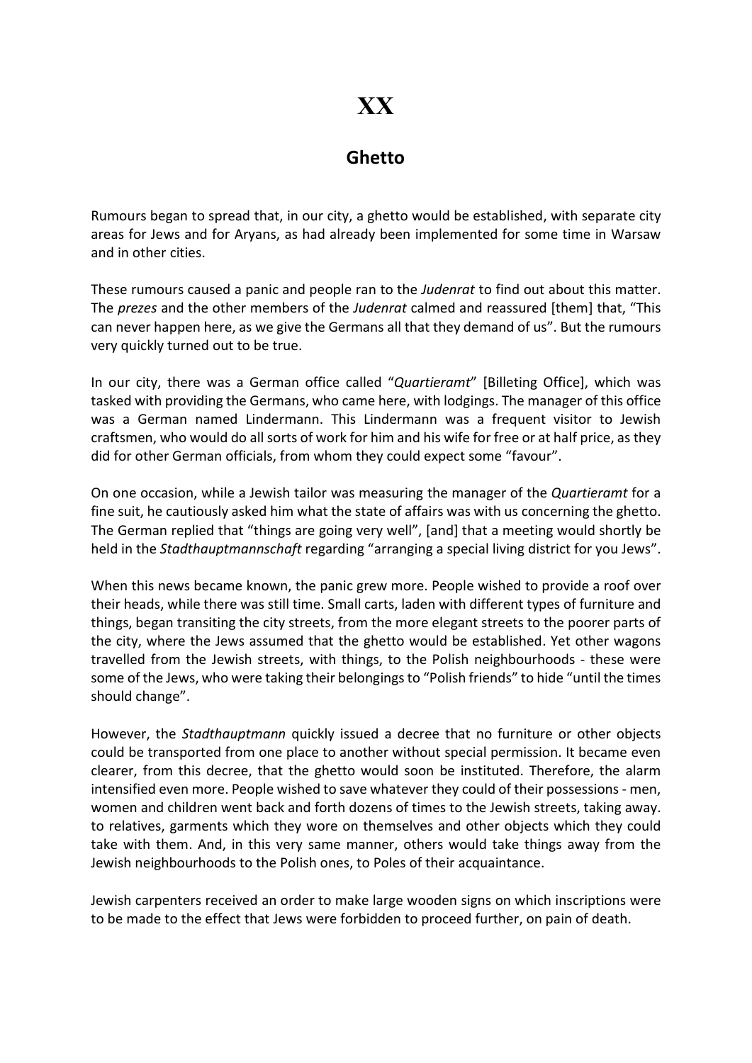# XX

## Ghetto

Rumours began to spread that, in our city, a ghetto would be established, with separate city areas for Jews and for Aryans, as had already been implemented for some time in Warsaw and in other cities.

These rumours caused a panic and people ran to the *Judenrat* to find out about this matter. The *prezes* and the other members of the *Judenrat* calmed and reassured [them] that, "This can never happen here, as we give the Germans all that they demand of us". But the rumours very quickly turned out to be true.

In our city, there was a German office called "*Quartieramt*" [Billeting Office], which was tasked with providing the Germans, who came here, with lodgings. The manager of this office was a German named Lindermann. This Lindermann was a frequent visitor to Jewish craftsmen, who would do all sorts of work for him and his wife for free or at half price, as they did for other German officials, from whom they could expect some "favour".

On one occasion, while a Jewish tailor was measuring the manager of the *Quartieramt* for a fine suit, he cautiously asked him what the state of affairs was with us concerning the ghetto. The German replied that "things are going very well", [and] that a meeting would shortly be held in the *Stadthauptmannschaft* regarding "arranging a special living district for you Jews".

When this news became known, the panic grew more. People wished to provide a roof over their heads, while there was still time. Small carts, laden with different types of furniture and things, began transiting the city streets, from the more elegant streets to the poorer parts of the city, where the Jews assumed that the ghetto would be established. Yet other wagons travelled from the Jewish streets, with things, to the Polish neighbourhoods - these were some of the Jews, who were taking their belongings to "Polish friends" to hide "until the times should change".

However, the *Stadthauptmann* quickly issued a decree that no furniture or other objects could be transported from one place to another without special permission. It became even clearer, from this decree, that the ghetto would soon be instituted. Therefore, the alarm intensified even more. People wished to save whatever they could of their possessions - men, women and children went back and forth dozens of times to the Jewish streets, taking away. to relatives, garments which they wore on themselves and other objects which they could take with them. And, in this very same manner, others would take things away from the Jewish neighbourhoods to the Polish ones, to Poles of their acquaintance.

Jewish carpenters received an order to make large wooden signs on which inscriptions were to be made to the effect that Jews were forbidden to proceed further, on pain of death.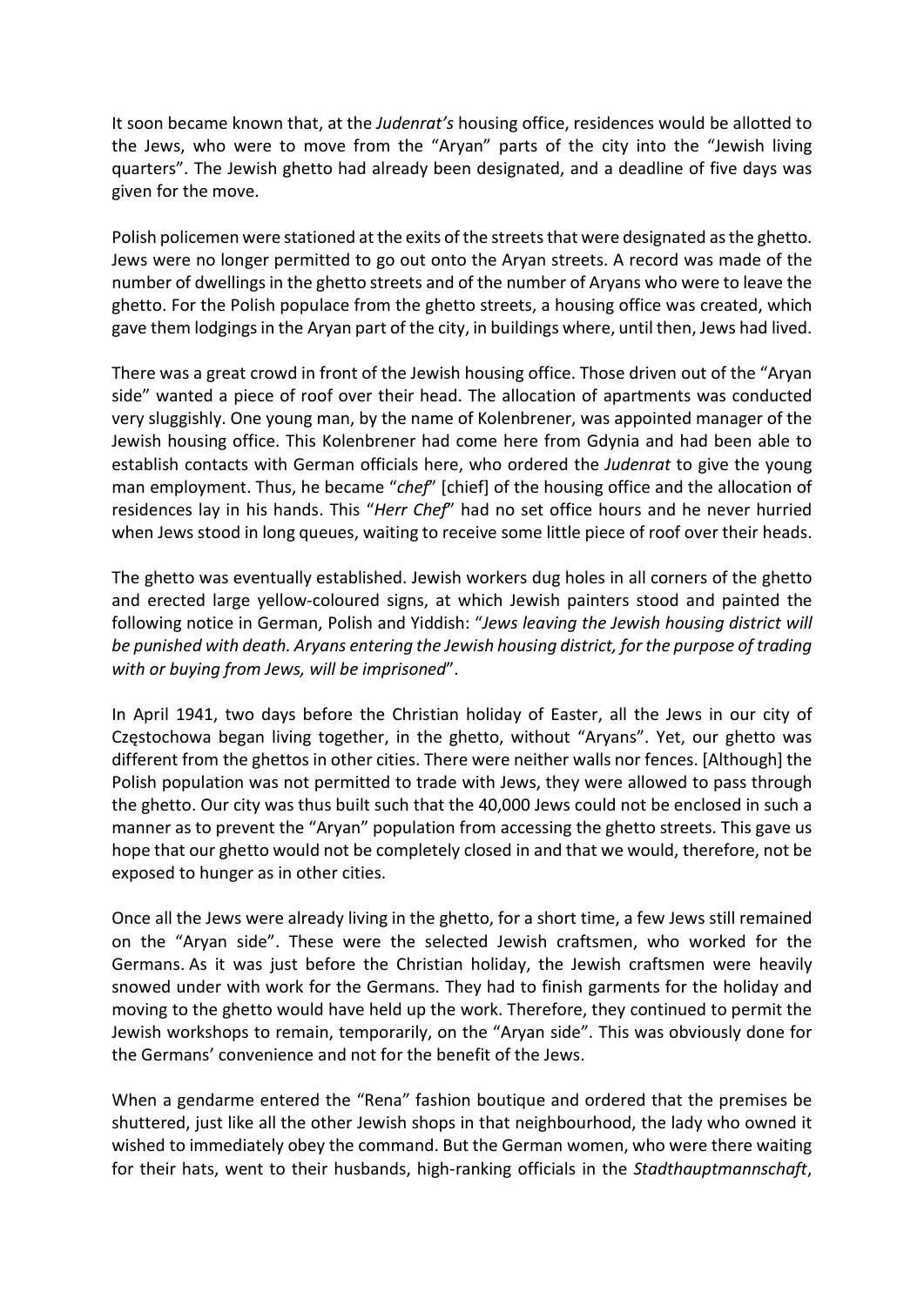It soon became known that, at the *Judenrat's* housing office, residences would be allotted to the Jews, who were to move from the "Aryan" parts of the city into the "Jewish living quarters". The Jewish ghetto had already been designated, and a deadline of five days was given for the move.

Polish policemen were stationed at the exits of the streets that were designated as the ghetto. Jews were no longer permitted to go out onto the Aryan streets. A record was made of the number of dwellings in the ghetto streets and of the number of Aryans who were to leave the ghetto. For the Polish populace from the ghetto streets, a housing office was created, which gave them lodgings in the Aryan part of the city, in buildings where, until then, Jews had lived.

There was a great crowd in front of the Jewish housing office. Those driven out of the "Aryan side" wanted a piece of roof over their head. The allocation of apartments was conducted very sluggishly. One young man, by the name of Kolenbrener, was appointed manager of the Jewish housing office. This Kolenbrener had come here from Gdynia and had been able to establish contacts with German officials here, who ordered the *Judenrat* to give the young man employment. Thus, he became "*chef*" [chief] of the housing office and the allocation of residences lay in his hands. This "*Herr Chef*" had no set office hours and he never hurried when Jews stood in long queues, waiting to receive some little piece of roof over their heads.

The ghetto was eventually established. Jewish workers dug holes in all corners of the ghetto and erected large yellow-coloured signs, at which Jewish painters stood and painted the following notice in German, Polish and Yiddish: "*Jews leaving the Jewish housing district will be punished with death. Aryans entering the Jewish housing district, for the purpose of trading with or buying from Jews, will be imprisoned*".

In April 1941, two days before the Christian holiday of Easter, all the Jews in our city of Częstochowa began living together, in the ghetto, without "Aryans". Yet, our ghetto was different from the ghettos in other cities. There were neither walls nor fences. [Although] the Polish population was not permitted to trade with Jews, they were allowed to pass through the ghetto. Our city was thus built such that the 40,000 Jews could not be enclosed in such a manner as to prevent the "Aryan" population from accessing the ghetto streets. This gave us hope that our ghetto would not be completely closed in and that we would, therefore, not be exposed to hunger as in other cities.

Once all the Jews were already living in the ghetto, for a short time, a few Jews still remained on the "Aryan side". These were the selected Jewish craftsmen, who worked for the Germans. As it was just before the Christian holiday, the Jewish craftsmen were heavily snowed under with work for the Germans. They had to finish garments for the holiday and moving to the ghetto would have held up the work. Therefore, they continued to permit the Jewish workshops to remain, temporarily, on the "Aryan side". This was obviously done for the Germans' convenience and not for the benefit of the Jews.

When a gendarme entered the "Rena" fashion boutique and ordered that the premises be shuttered, just like all the other Jewish shops in that neighbourhood, the lady who owned it wished to immediately obey the command. But the German women, who were there waiting for their hats, went to their husbands, high-ranking officials in the *Stadthauptmannschaft*,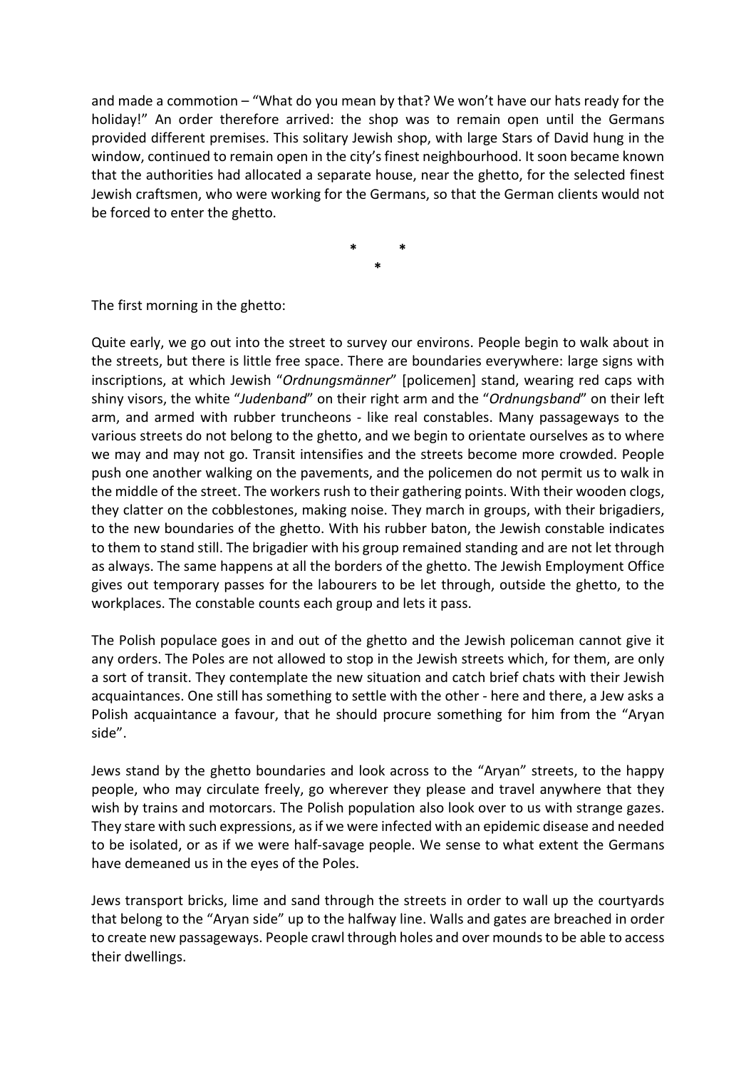and made a commotion – "What do you mean by that? We won't have our hats ready for the holiday!" An order therefore arrived: the shop was to remain open until the Germans provided different premises. This solitary Jewish shop, with large Stars of David hung in the window, continued to remain open in the city's finest neighbourhood. It soon became known that the authorities had allocated a separate house, near the ghetto, for the selected finest Jewish craftsmen, who were working for the Germans, so that the German clients would not be forced to enter the ghetto.

\* \*
\*

The first morning in the ghetto:

Quite early, we go out into the street to survey our environs. People begin to walk about in the streets, but there is little free space. There are boundaries everywhere: large signs with inscriptions, at which Jewish "*Ordnungsmänner*" [policemen] stand, wearing red caps with shiny visors, the white "*Judenband*" on their right arm and the "*Ordnungsband*" on their left arm, and armed with rubber truncheons - like real constables. Many passageways to the various streets do not belong to the ghetto, and we begin to orientate ourselves as to where we may and may not go. Transit intensifies and the streets become more crowded. People push one another walking on the pavements, and the policemen do not permit us to walk in the middle of the street. The workers rush to their gathering points. With their wooden clogs, they clatter on the cobblestones, making noise. They march in groups, with their brigadiers, to the new boundaries of the ghetto. With his rubber baton, the Jewish constable indicates to them to stand still. The brigadier with his group remained standing and are not let through as always. The same happens at all the borders of the ghetto. The Jewish Employment Office gives out temporary passes for the labourers to be let through, outside the ghetto, to the workplaces. The constable counts each group and lets it pass.

The Polish populace goes in and out of the ghetto and the Jewish policeman cannot give it any orders. The Poles are not allowed to stop in the Jewish streets which, for them, are only a sort of transit. They contemplate the new situation and catch brief chats with their Jewish acquaintances. One still has something to settle with the other - here and there, a Jew asks a Polish acquaintance a favour, that he should procure something for him from the "Aryan side".

Jews stand by the ghetto boundaries and look across to the "Aryan" streets, to the happy people, who may circulate freely, go wherever they please and travel anywhere that they wish by trains and motorcars. The Polish population also look over to us with strange gazes. They stare with such expressions, as if we were infected with an epidemic disease and needed to be isolated, or as if we were half-savage people. We sense to what extent the Germans have demeaned us in the eyes of the Poles.

Jews transport bricks, lime and sand through the streets in order to wall up the courtyards that belong to the "Aryan side" up to the halfway line. Walls and gates are breached in order to create new passageways. People crawl through holes and over mounds to be able to access their dwellings.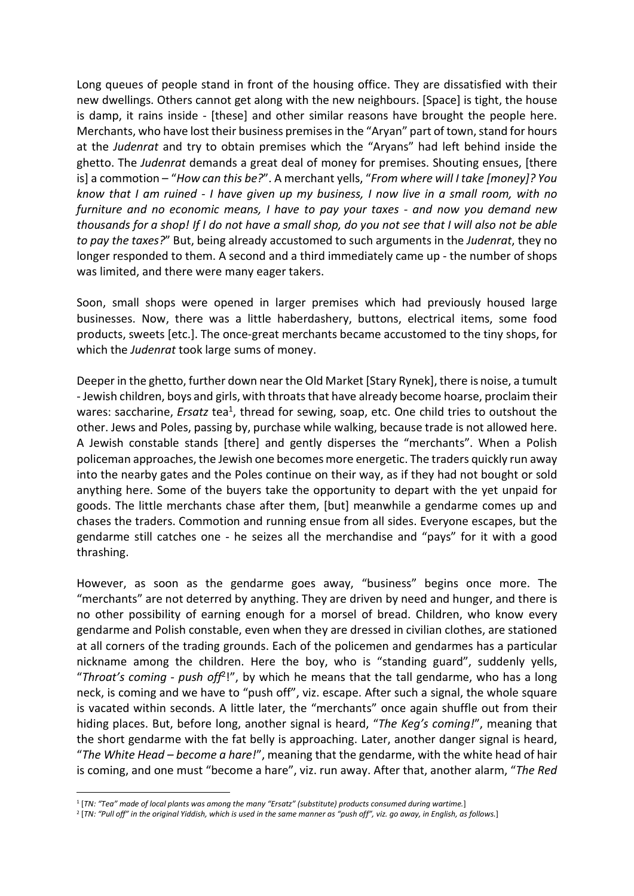Long queues of people stand in front of the housing office. They are dissatisfied with their new dwellings. Others cannot get along with the new neighbours. [Space] is tight, the house is damp, it rains inside - [these] and other similar reasons have brought the people here. Merchants, who have lost their business premises in the "Aryan" part of town, stand for hours at the *Judenrat* and try to obtain premises which the "Aryans" had left behind inside the ghetto. The *Judenrat* demands a great deal of money for premises. Shouting ensues, [there is] a commotion – "*How can this be?*". A merchant yells, "*From where will I take [money]? You know that I am ruined - I have given up my business, I now live in a small room, with no furniture and no economic means, I have to pay your taxes - and now you demand new thousands for a shop! If I do not have a small shop, do you not see that I will also not be able to pay the taxes?*" But, being already accustomed to such arguments in the *Judenrat*, they no longer responded to them. A second and a third immediately came up - the number of shops was limited, and there were many eager takers.

Soon, small shops were opened in larger premises which had previously housed large businesses. Now, there was a little haberdashery, buttons, electrical items, some food products, sweets [etc.]. The once-great merchants became accustomed to the tiny shops, for which the *Judenrat* took large sums of money.

Deeper in the ghetto, further down near the Old Market [Stary Rynek], there is noise, a tumult - Jewish children, boys and girls, with throats that have already become hoarse, proclaim their wares: saccharine, *Ersatz* tea[1], thread for sewing, soap, etc. One child tries to outshout the other. Jews and Poles, passing by, purchase while walking, because trade is not allowed here. A Jewish constable stands [there] and gently disperses the "merchants". When a Polish policeman approaches, the Jewish one becomes more energetic. The traders quickly run away into the nearby gates and the Poles continue on their way, as if they had not bought or sold anything here. Some of the buyers take the opportunity to depart with the yet unpaid for goods. The little merchants chase after them, [but] meanwhile a gendarme comes up and chases the traders. Commotion and running ensue from all sides. Everyone escapes, but the gendarme still catches one - he seizes all the merchandise and "pays" for it with a good thrashing.

However, as soon as the gendarme goes away, "business" begins once more. The "merchants" are not deterred by anything. They are driven by need and hunger, and there is no other possibility of earning enough for a morsel of bread. Children, who know every gendarme and Polish constable, even when they are dressed in civilian clothes, are stationed at all corners of the trading grounds. Each of the policemen and gendarmes has a particular nickname among the children. Here the boy, who is "standing guard", suddenly yells, "*Throat's coming - push off*[2]!", by which he means that the tall gendarme, who has a long neck, is coming and we have to "push off", viz. escape. After such a signal, the whole square is vacated within seconds. A little later, the "merchants" once again shuffle out from their hiding places. But, before long, another signal is heard, "*The Keg's coming!*", meaning that the short gendarme with the fat belly is approaching. Later, another danger signal is heard, "*The White Head – become a hare!*", meaning that the gendarme, with the white head of hair is coming, and one must "become a hare", viz. run away. After that, another alarm, "*The Red*

---

[1] [*TN: "Tea" made of local plants was among the many "Ersatz" (substitute) products consumed during wartime.*]

[2] [*TN: "Pull off" in the original Yiddish, which is used in the same manner as "push off", viz. go away, in English, as follows.*]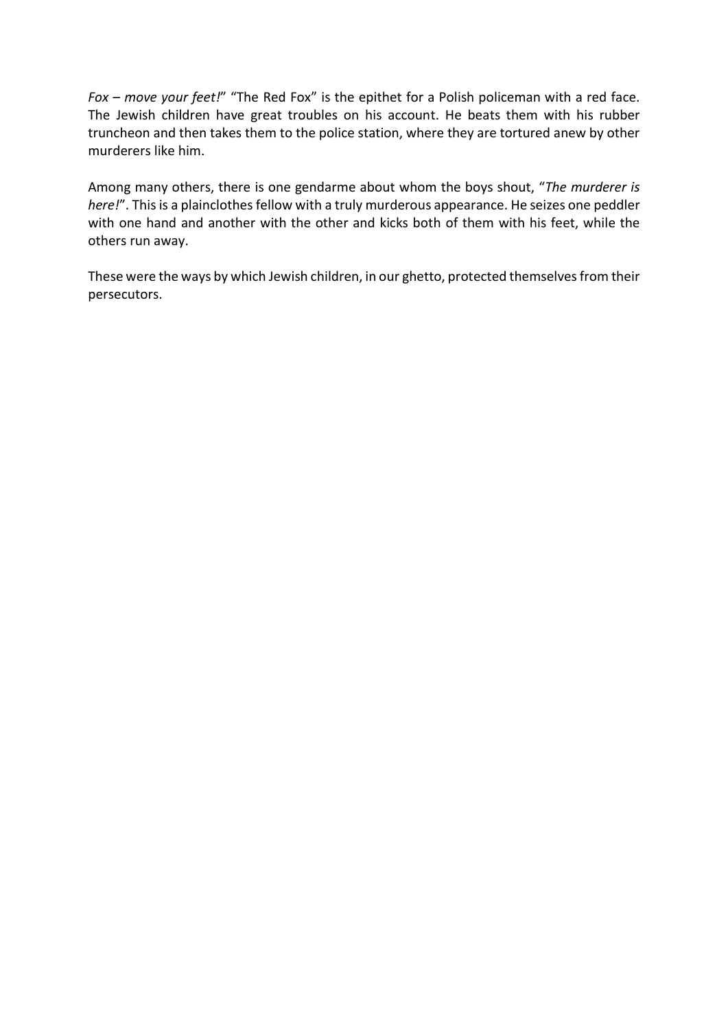*Fox – move your feet!*" "The Red Fox" is the epithet for a Polish policeman with a red face. The Jewish children have great troubles on his account. He beats them with his rubber truncheon and then takes them to the police station, where they are tortured anew by other murderers like him.

Among many others, there is one gendarme about whom the boys shout, "*The murderer is here!*". This is a plainclothes fellow with a truly murderous appearance. He seizes one peddler with one hand and another with the other and kicks both of them with his feet, while the others run away.

These were the ways by which Jewish children, in our ghetto, protected themselves from their persecutors.